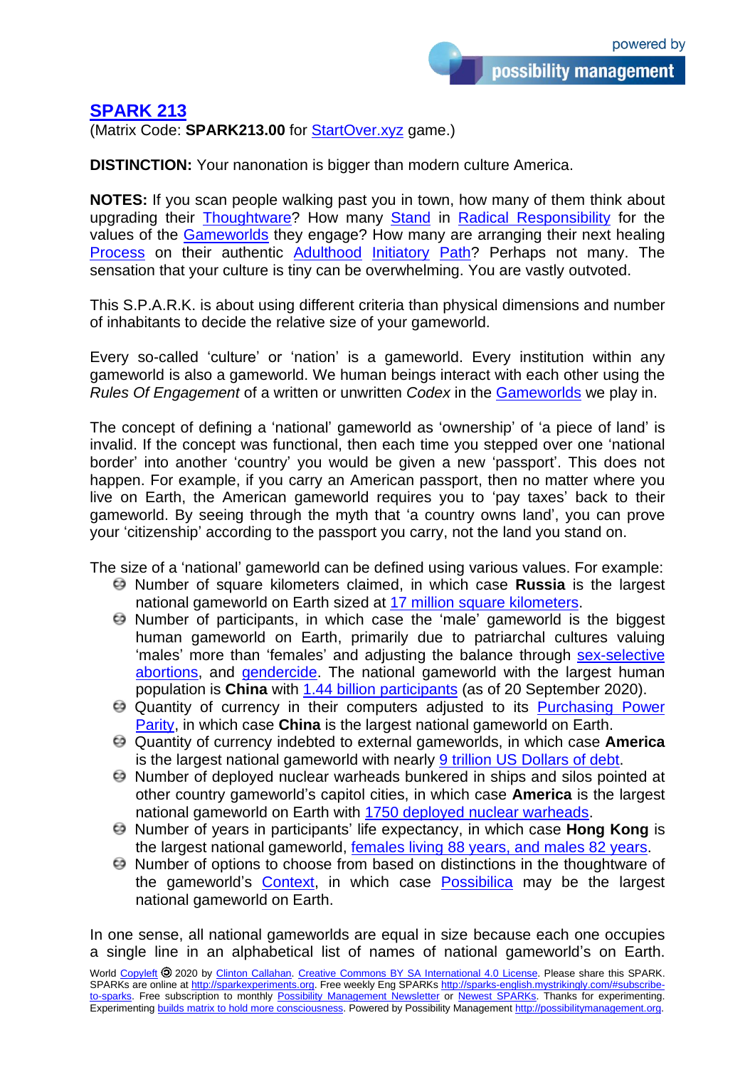## SPARK 213

(Matrix Code: **SPARK213.00** for StartOver.xyz game.)

**DISTINCTION:** Your nanonation is bigger than modern culture America.

**NOTES:** If you scan people walking past you in town, how many of them think about upgrading their Thoughtware? How many Stand in Radical Responsibility for the values of the Gameworlds they engage? How many are arranging their next healing Process on their authentic Adulthood Initiatory Path? Perhaps not many. The sensation that your culture is tiny can be overwhelming. You are vastly outvoted.

This S.P.A.R.K. is about using different criteria than physical dimensions and number of inhabitants to decide the relative size of your gameworld.

Every so-called 'culture' or 'nation' is a gameworld. Every institution within any gameworld is also a gameworld. We human beings interact with each other using the *Rules Of Engagement* of a written or unwritten *Codex* in the Gameworlds we play in.

The concept of defining a 'national' gameworld as 'ownership' of 'a piece of land' is invalid. If the concept was functional, then each time you stepped over one 'national border' into another 'country' you would be given a new 'passport'. This does not happen. For example, if you carry an American passport, then no matter where you live on Earth, the American gameworld requires you to 'pay taxes' back to their gameworld. By seeing through the myth that 'a country owns land', you can prove your 'citizenship' according to the passport you carry, not the land you stand on.

The size of a 'national' gameworld can be defined using various values. For example:

- Number of square kilometers claimed, in which case **Russia** is the largest national gameworld on Earth sized at 17 million square kilometers.
- Number of participants, in which case the 'male' gameworld is the biggest human gameworld on Earth, primarily due to patriarchal cultures valuing 'males' more than 'females' and adjusting the balance through sex-selective abortions, and gendercide. The national gameworld with the largest human population is **China** with 1.44 billion participants (as of 20 September 2020).
- Quantity of currency in their computers adjusted to its Purchasing Power Parity, in which case **China** is the largest national gameworld on Earth.
- Quantity of currency indebted to external gameworlds, in which case **America** is the largest national gameworld with nearly 9 trillion US Dollars of debt.
- Number of deployed nuclear warheads bunkered in ships and silos pointed at other country gameworld's capitol cities, in which case **America** is the largest national gameworld on Earth with 1750 deployed nuclear warheads.
- Number of years in participants' life expectancy, in which case **Hong Kong** is the largest national gameworld, females living 88 years, and males 82 years.
- Number of options to choose from based on distinctions in the thoughtware of the gameworld's Context, in which case Possibilica may be the largest national gameworld on Earth.

In one sense, all national gameworlds are equal in size because each one occupies a single line in an alphabetical list of names of national gameworld's on Earth.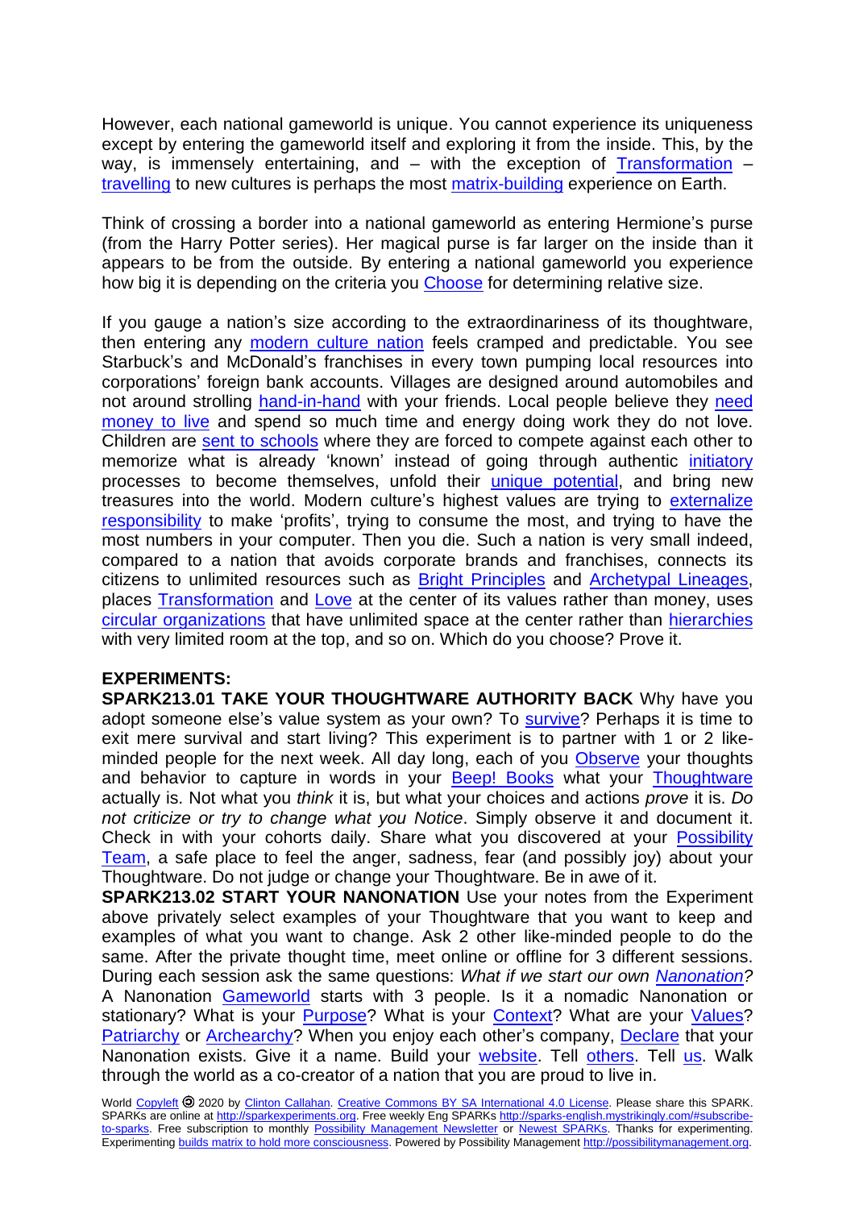However, each national gameworld is unique. You cannot experience its uniqueness except by entering the gameworld itself and exploring it from the inside. This, by the way, is immensely entertaining, and – with the exception of Transformation – travelling to new cultures is perhaps the most matrix-building experience on Earth.

Think of crossing a border into a national gameworld as entering Hermione's purse (from the Harry Potter series). Her magical purse is far larger on the inside than it appears to be from the outside. By entering a national gameworld you experience how big it is depending on the criteria you Choose for determining relative size.

If you gauge a nation's size according to the extraordinariness of its thoughtware, then entering any modern culture nation feels cramped and predictable. You see Starbuck's and McDonald's franchises in every town pumping local resources into corporations' foreign bank accounts. Villages are designed around automobiles and not around strolling hand-in-hand with your friends. Local people believe they need money to live and spend so much time and energy doing work they do not love. Children are sent to schools where they are forced to compete against each other to memorize what is already 'known' instead of going through authentic initiatory processes to become themselves, unfold their unique potential, and bring new treasures into the world. Modern culture's highest values are trying to externalize responsibility to make 'profits', trying to consume the most, and trying to have the most numbers in your computer. Then you die. Such a nation is very small indeed, compared to a nation that avoids corporate brands and franchises, connects its citizens to unlimited resources such as Bright Principles and Archetypal Lineages, places Transformation and Love at the center of its values rather than money, uses circular organizations that have unlimited space at the center rather than hierarchies with very limited room at the top, and so on. Which do you choose? Prove it.

**EXPERIMENTS:**

**SPARK213.01 TAKE YOUR THOUGHTWARE AUTHORITY BACK** Why have you adopt someone else's value system as your own? To survive? Perhaps it is time to exit mere survival and start living? This experiment is to partner with 1 or 2 like-minded people for the next week. All day long, each of you Observe your thoughts and behavior to capture in words in your Beep! Books what your Thoughtware actually is. Not what you *think* it is, but what your choices and actions *prove* it is. *Do not criticize or try to change what you Notice*. Simply observe it and document it. Check in with your cohorts daily. Share what you discovered at your Possibility Team, a safe place to feel the anger, sadness, fear (and possibly joy) about your Thoughtware. Do not judge or change your Thoughtware. Be in awe of it.

**SPARK213.02 START YOUR NANONATION** Use your notes from the Experiment above privately select examples of your Thoughtware that you want to keep and examples of what you want to change. Ask 2 other like-minded people to do the same. After the private thought time, meet online or offline for 3 different sessions. During each session ask the same questions: *What if we start our own Nanonation?* A Nanonation Gameworld starts with 3 people. Is it a nomadic Nanonation or stationary? What is your Purpose? What is your Context? What are your Values? Patriarchy or Archearchy? When you enjoy each other's company, Declare that your Nanonation exists. Give it a name. Build your website. Tell others. Tell us. Walk through the world as a co-creator of a nation that you are proud to live in.

World Copyleft 🄯 2020 by Clinton Callahan. Creative Commons BY SA International 4.0 License. Please share this SPARK. SPARKs are online at http://sparkexperiments.org. Free weekly Eng SPARKs http://sparks-english.mystrikingly.com/#subscribe-to-sparks. Free subscription to monthly Possibility Management Newsletter or Newest SPARKs. Thanks for experimenting. Experimenting builds matrix to hold more consciousness. Powered by Possibility Management http://possibilitymanagement.org.